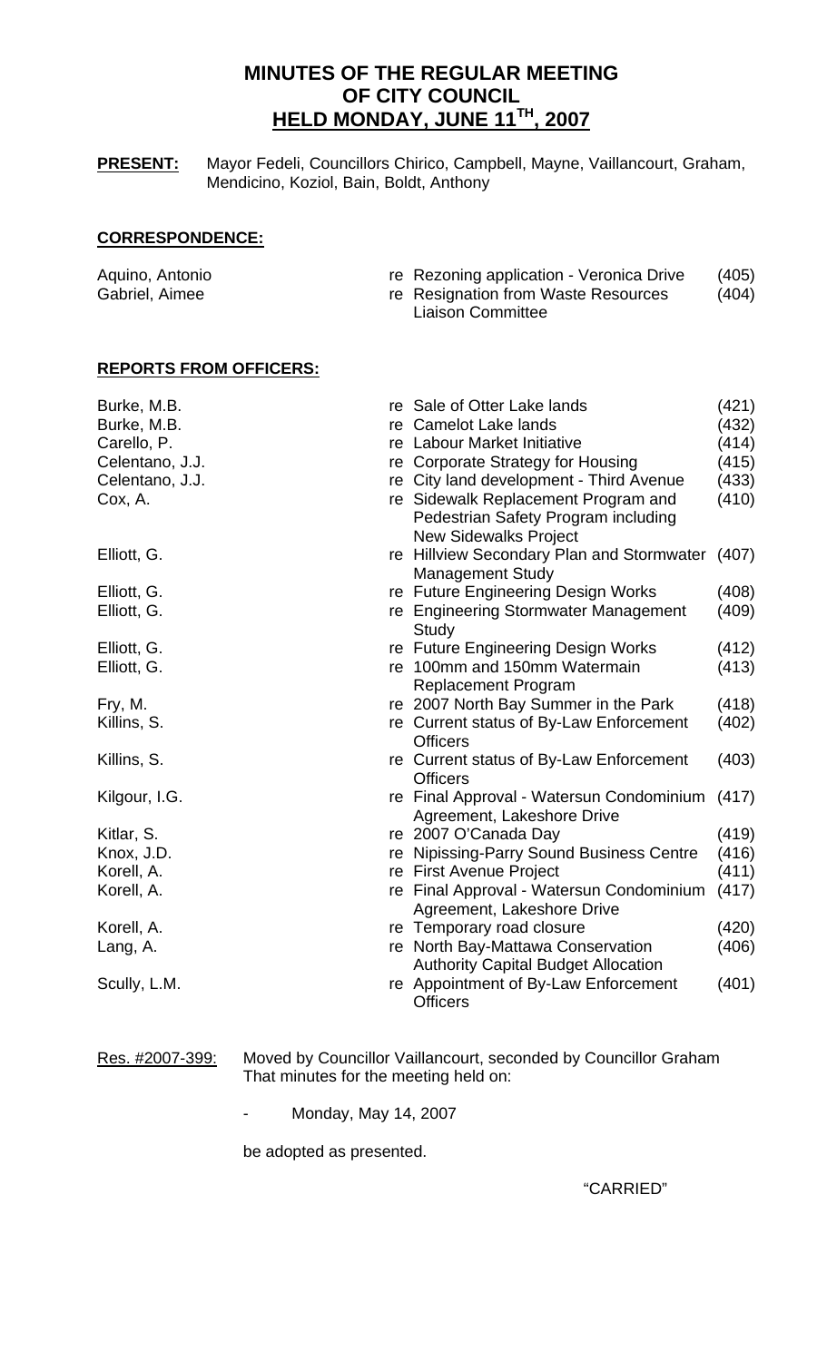# MINUTES OF THE REGULAR MEETING OF CITY COUNCIL HELD MONDAY, JUNE 11TH, 2007

**PRESENT:** Mayor Fedeli, Councillors Chirico, Campbell, Mayne, Vaillancourt, Graham, Mendicino, Koziol, Bain, Boldt, Anthony

## CORRESPONDENCE:

| | | |
|---|---|---|
| Aquino, Antonio | re Rezoning application - Veronica Drive | (405) |
| Gabriel, Aimee | re Resignation from Waste Resources Liaison Committee | (404) |

## REPORTS FROM OFFICERS:

| | | |
|---|---|---|
| Burke, M.B. | re Sale of Otter Lake lands | (421) |
| Burke, M.B. | re Camelot Lake lands | (432) |
| Carello, P. | re Labour Market Initiative | (414) |
| Celentano, J.J. | re Corporate Strategy for Housing | (415) |
| Celentano, J.J. | re City land development - Third Avenue | (433) |
| Cox, A. | re Sidewalk Replacement Program and Pedestrian Safety Program including New Sidewalks Project | (410) |
| Elliott, G. | re Hillview Secondary Plan and Stormwater Management Study | (407) |
| Elliott, G. | re Future Engineering Design Works | (408) |
| Elliott, G. | re Engineering Stormwater Management Study | (409) |
| Elliott, G. | re Future Engineering Design Works | (412) |
| Elliott, G. | re 100mm and 150mm Watermain Replacement Program | (413) |
| Fry, M. | re 2007 North Bay Summer in the Park | (418) |
| Killins, S. | re Current status of By-Law Enforcement Officers | (402) |
| Killins, S. | re Current status of By-Law Enforcement Officers | (403) |
| Kilgour, I.G. | re Final Approval - Watersun Condominium Agreement, Lakeshore Drive | (417) |
| Kitlar, S. | re 2007 O'Canada Day | (419) |
| Knox, J.D. | re Nipissing-Parry Sound Business Centre | (416) |
| Korell, A. | re First Avenue Project | (411) |
| Korell, A. | re Final Approval - Watersun Condominium Agreement, Lakeshore Drive | (417) |
| Korell, A. | re Temporary road closure | (420) |
| Lang, A. | re North Bay-Mattawa Conservation Authority Capital Budget Allocation | (406) |
| Scully, L.M. | re Appointment of By-Law Enforcement Officers | (401) |

Res. #2007-399: Moved by Councillor Vaillancourt, seconded by Councillor Graham
That minutes for the meeting held on:

- Monday, May 14, 2007

be adopted as presented.

"CARRIED"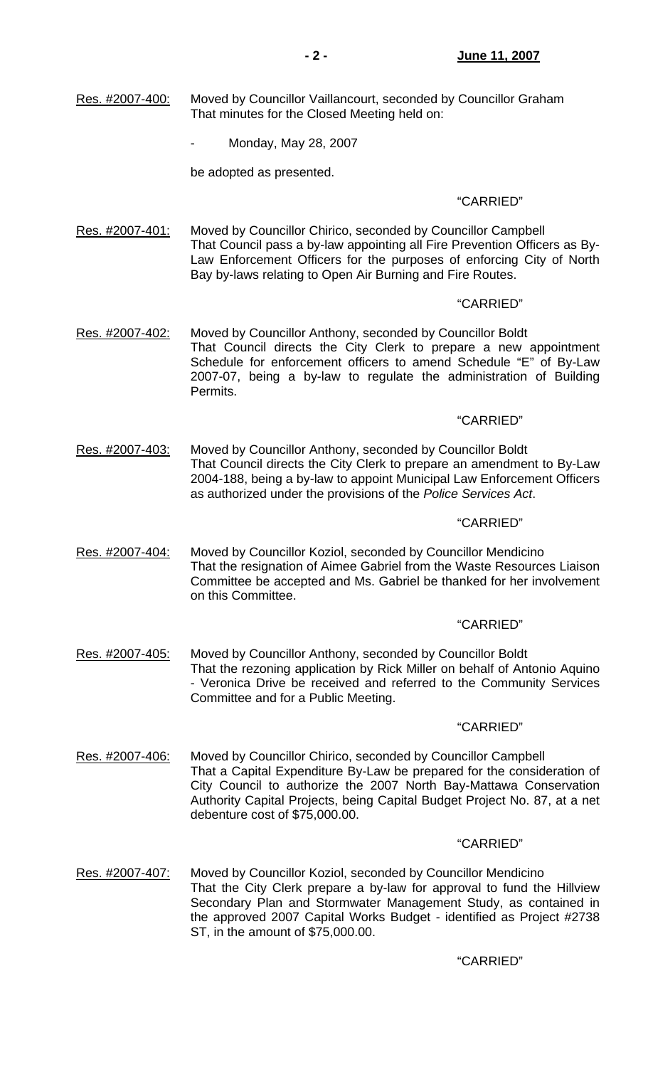Res. #2007-400: Moved by Councillor Vaillancourt, seconded by Councillor Graham
That minutes for the Closed Meeting held on:

- Monday, May 28, 2007

be adopted as presented.

"CARRIED"

Res. #2007-401: Moved by Councillor Chirico, seconded by Councillor Campbell
That Council pass a by-law appointing all Fire Prevention Officers as By-Law Enforcement Officers for the purposes of enforcing City of North Bay by-laws relating to Open Air Burning and Fire Routes.

"CARRIED"

Res. #2007-402: Moved by Councillor Anthony, seconded by Councillor Boldt
That Council directs the City Clerk to prepare a new appointment Schedule for enforcement officers to amend Schedule "E" of By-Law 2007-07, being a by-law to regulate the administration of Building Permits.

"CARRIED"

Res. #2007-403: Moved by Councillor Anthony, seconded by Councillor Boldt
That Council directs the City Clerk to prepare an amendment to By-Law 2004-188, being a by-law to appoint Municipal Law Enforcement Officers as authorized under the provisions of the *Police Services Act*.

"CARRIED"

Res. #2007-404: Moved by Councillor Koziol, seconded by Councillor Mendicino
That the resignation of Aimee Gabriel from the Waste Resources Liaison Committee be accepted and Ms. Gabriel be thanked for her involvement on this Committee.

"CARRIED"

Res. #2007-405: Moved by Councillor Anthony, seconded by Councillor Boldt
That the rezoning application by Rick Miller on behalf of Antonio Aquino - Veronica Drive be received and referred to the Community Services Committee and for a Public Meeting.

"CARRIED"

Res. #2007-406: Moved by Councillor Chirico, seconded by Councillor Campbell
That a Capital Expenditure By-Law be prepared for the consideration of City Council to authorize the 2007 North Bay-Mattawa Conservation Authority Capital Projects, being Capital Budget Project No. 87, at a net debenture cost of $75,000.00.

"CARRIED"

Res. #2007-407: Moved by Councillor Koziol, seconded by Councillor Mendicino
That the City Clerk prepare a by-law for approval to fund the Hillview Secondary Plan and Stormwater Management Study, as contained in the approved 2007 Capital Works Budget - identified as Project #2738 ST, in the amount of $75,000.00.

"CARRIED"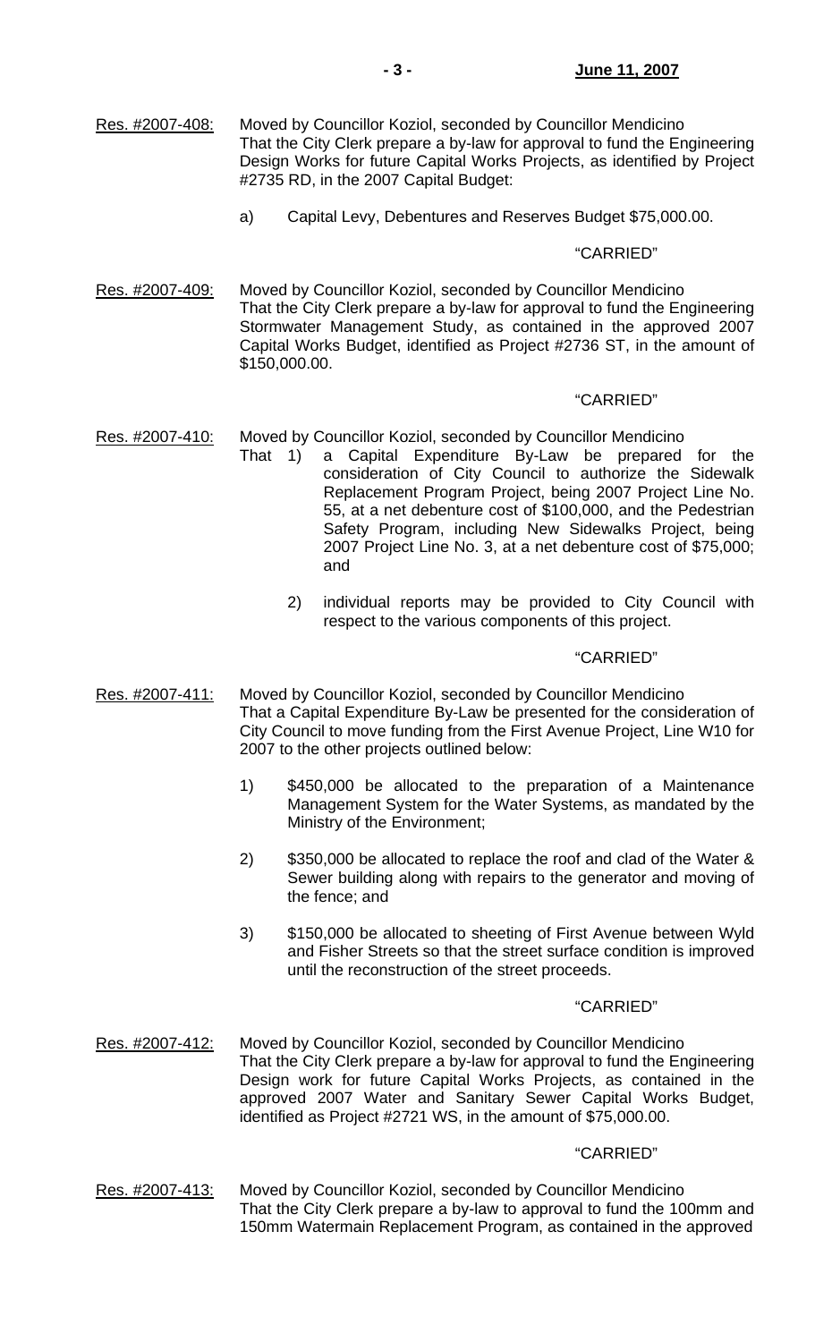Res. #2007-408: Moved by Councillor Koziol, seconded by Councillor Mendicino
That the City Clerk prepare a by-law for approval to fund the Engineering Design Works for future Capital Works Projects, as identified by Project #2735 RD, in the 2007 Capital Budget:

a) Capital Levy, Debentures and Reserves Budget $75,000.00.

"CARRIED"

Res. #2007-409: Moved by Councillor Koziol, seconded by Councillor Mendicino
That the City Clerk prepare a by-law for approval to fund the Engineering Stormwater Management Study, as contained in the approved 2007 Capital Works Budget, identified as Project #2736 ST, in the amount of $150,000.00.

"CARRIED"

Res. #2007-410: Moved by Councillor Koziol, seconded by Councillor Mendicino
That 1) a Capital Expenditure By-Law be prepared for the consideration of City Council to authorize the Sidewalk Replacement Program Project, being 2007 Project Line No. 55, at a net debenture cost of $100,000, and the Pedestrian Safety Program, including New Sidewalks Project, being 2007 Project Line No. 3, at a net debenture cost of $75,000; and

2) individual reports may be provided to City Council with respect to the various components of this project.

"CARRIED"

Res. #2007-411: Moved by Councillor Koziol, seconded by Councillor Mendicino
That a Capital Expenditure By-Law be presented for the consideration of City Council to move funding from the First Avenue Project, Line W10 for 2007 to the other projects outlined below:

1) $450,000 be allocated to the preparation of a Maintenance Management System for the Water Systems, as mandated by the Ministry of the Environment;

2) $350,000 be allocated to replace the roof and clad of the Water & Sewer building along with repairs to the generator and moving of the fence; and

3) $150,000 be allocated to sheeting of First Avenue between Wyld and Fisher Streets so that the street surface condition is improved until the reconstruction of the street proceeds.

"CARRIED"

Res. #2007-412: Moved by Councillor Koziol, seconded by Councillor Mendicino
That the City Clerk prepare a by-law for approval to fund the Engineering Design work for future Capital Works Projects, as contained in the approved 2007 Water and Sanitary Sewer Capital Works Budget, identified as Project #2721 WS, in the amount of $75,000.00.

"CARRIED"

Res. #2007-413: Moved by Councillor Koziol, seconded by Councillor Mendicino
That the City Clerk prepare a by-law to approval to fund the 100mm and 150mm Watermain Replacement Program, as contained in the approved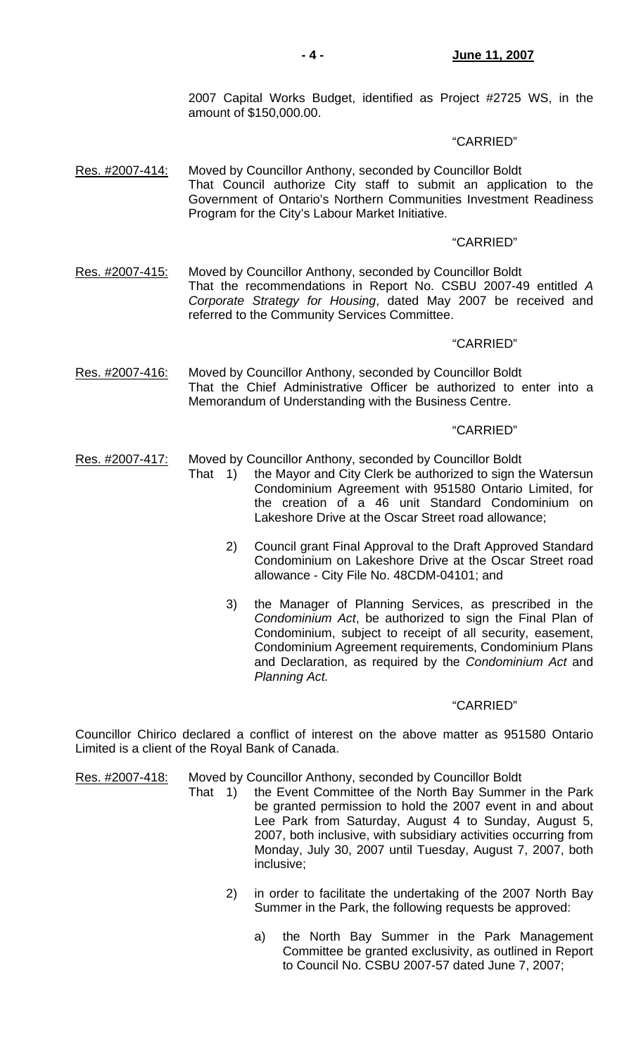2007 Capital Works Budget, identified as Project #2725 WS, in the amount of $150,000.00.

"CARRIED"

Res. #2007-414: Moved by Councillor Anthony, seconded by Councillor Boldt
That Council authorize City staff to submit an application to the Government of Ontario's Northern Communities Investment Readiness Program for the City's Labour Market Initiative.

"CARRIED"

Res. #2007-415: Moved by Councillor Anthony, seconded by Councillor Boldt
That the recommendations in Report No. CSBU 2007-49 entitled *A Corporate Strategy for Housing*, dated May 2007 be received and referred to the Community Services Committee.

"CARRIED"

Res. #2007-416: Moved by Councillor Anthony, seconded by Councillor Boldt
That the Chief Administrative Officer be authorized to enter into a Memorandum of Understanding with the Business Centre.

"CARRIED"

Res. #2007-417: Moved by Councillor Anthony, seconded by Councillor Boldt
That 1) the Mayor and City Clerk be authorized to sign the Watersun Condominium Agreement with 951580 Ontario Limited, for the creation of a 46 unit Standard Condominium on Lakeshore Drive at the Oscar Street road allowance;

2) Council grant Final Approval to the Draft Approved Standard Condominium on Lakeshore Drive at the Oscar Street road allowance - City File No. 48CDM-04101; and

3) the Manager of Planning Services, as prescribed in the *Condominium Act*, be authorized to sign the Final Plan of Condominium, subject to receipt of all security, easement, Condominium Agreement requirements, Condominium Plans and Declaration, as required by the *Condominium Act* and *Planning Act.*

"CARRIED"

Councillor Chirico declared a conflict of interest on the above matter as 951580 Ontario Limited is a client of the Royal Bank of Canada.

Res. #2007-418: Moved by Councillor Anthony, seconded by Councillor Boldt
That 1) the Event Committee of the North Bay Summer in the Park be granted permission to hold the 2007 event in and about Lee Park from Saturday, August 4 to Sunday, August 5, 2007, both inclusive, with subsidiary activities occurring from Monday, July 30, 2007 until Tuesday, August 7, 2007, both inclusive;

2) in order to facilitate the undertaking of the 2007 North Bay Summer in the Park, the following requests be approved:

a) the North Bay Summer in the Park Management Committee be granted exclusivity, as outlined in Report to Council No. CSBU 2007-57 dated June 7, 2007;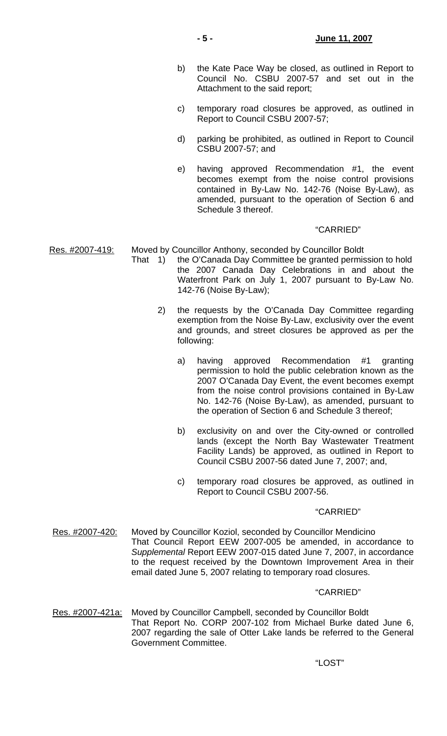b) the Kate Pace Way be closed, as outlined in Report to Council No. CSBU 2007-57 and set out in the Attachment to the said report;

c) temporary road closures be approved, as outlined in Report to Council CSBU 2007-57;

d) parking be prohibited, as outlined in Report to Council CSBU 2007-57; and

e) having approved Recommendation #1, the event becomes exempt from the noise control provisions contained in By-Law No. 142-76 (Noise By-Law), as amended, pursuant to the operation of Section 6 and Schedule 3 thereof.

"CARRIED"

Res. #2007-419: Moved by Councillor Anthony, seconded by Councillor Boldt

That 1) the O'Canada Day Committee be granted permission to hold the 2007 Canada Day Celebrations in and about the Waterfront Park on July 1, 2007 pursuant to By-Law No. 142-76 (Noise By-Law);

2) the requests by the O'Canada Day Committee regarding exemption from the Noise By-Law, exclusivity over the event and grounds, and street closures be approved as per the following:

a) having approved Recommendation #1 granting permission to hold the public celebration known as the 2007 O'Canada Day Event, the event becomes exempt from the noise control provisions contained in By-Law No. 142-76 (Noise By-Law), as amended, pursuant to the operation of Section 6 and Schedule 3 thereof;

b) exclusivity on and over the City-owned or controlled lands (except the North Bay Wastewater Treatment Facility Lands) be approved, as outlined in Report to Council CSBU 2007-56 dated June 7, 2007; and,

c) temporary road closures be approved, as outlined in Report to Council CSBU 2007-56.

"CARRIED"

Res. #2007-420: Moved by Councillor Koziol, seconded by Councillor Mendicino

That Council Report EEW 2007-005 be amended, in accordance to *Supplemental* Report EEW 2007-015 dated June 7, 2007, in accordance to the request received by the Downtown Improvement Area in their email dated June 5, 2007 relating to temporary road closures.

"CARRIED"

Res. #2007-421a: Moved by Councillor Campbell, seconded by Councillor Boldt

That Report No. CORP 2007-102 from Michael Burke dated June 6, 2007 regarding the sale of Otter Lake lands be referred to the General Government Committee.

"LOST"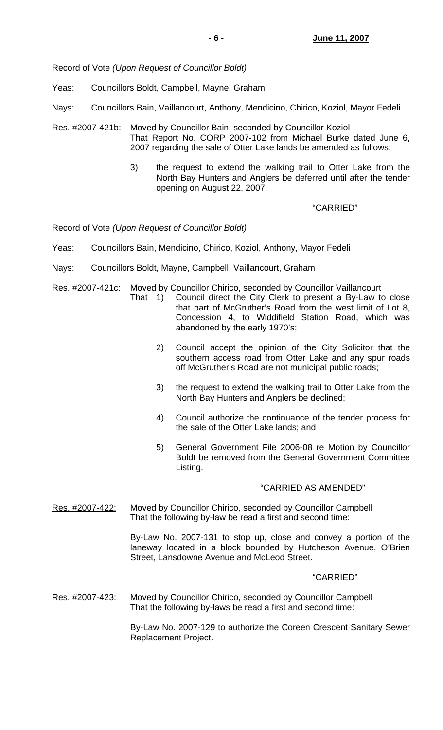Record of Vote *(Upon Request of Councillor Boldt)*

Yeas: Councillors Boldt, Campbell, Mayne, Graham

Nays: Councillors Bain, Vaillancourt, Anthony, Mendicino, Chirico, Koziol, Mayor Fedeli

Res. #2007-421b: Moved by Councillor Bain, seconded by Councillor Koziol
That Report No. CORP 2007-102 from Michael Burke dated June 6, 2007 regarding the sale of Otter Lake lands be amended as follows:

3) the request to extend the walking trail to Otter Lake from the North Bay Hunters and Anglers be deferred until after the tender opening on August 22, 2007.

"CARRIED"

Record of Vote *(Upon Request of Councillor Boldt)*

Yeas: Councillors Bain, Mendicino, Chirico, Koziol, Anthony, Mayor Fedeli

Nays: Councillors Boldt, Mayne, Campbell, Vaillancourt, Graham

Res. #2007-421c: Moved by Councillor Chirico, seconded by Councillor Vaillancourt
That 1) Council direct the City Clerk to present a By-Law to close that part of McGruther's Road from the west limit of Lot 8, Concession 4, to Widdifield Station Road, which was abandoned by the early 1970's;

2) Council accept the opinion of the City Solicitor that the southern access road from Otter Lake and any spur roads off McGruther's Road are not municipal public roads;

3) the request to extend the walking trail to Otter Lake from the North Bay Hunters and Anglers be declined;

4) Council authorize the continuance of the tender process for the sale of the Otter Lake lands; and

5) General Government File 2006-08 re Motion by Councillor Boldt be removed from the General Government Committee Listing.

"CARRIED AS AMENDED"

Res. #2007-422: Moved by Councillor Chirico, seconded by Councillor Campbell
That the following by-law be read a first and second time:

By-Law No. 2007-131 to stop up, close and convey a portion of the laneway located in a block bounded by Hutcheson Avenue, O'Brien Street, Lansdowne Avenue and McLeod Street.

"CARRIED"

Res. #2007-423: Moved by Councillor Chirico, seconded by Councillor Campbell
That the following by-laws be read a first and second time:

By-Law No. 2007-129 to authorize the Coreen Crescent Sanitary Sewer Replacement Project.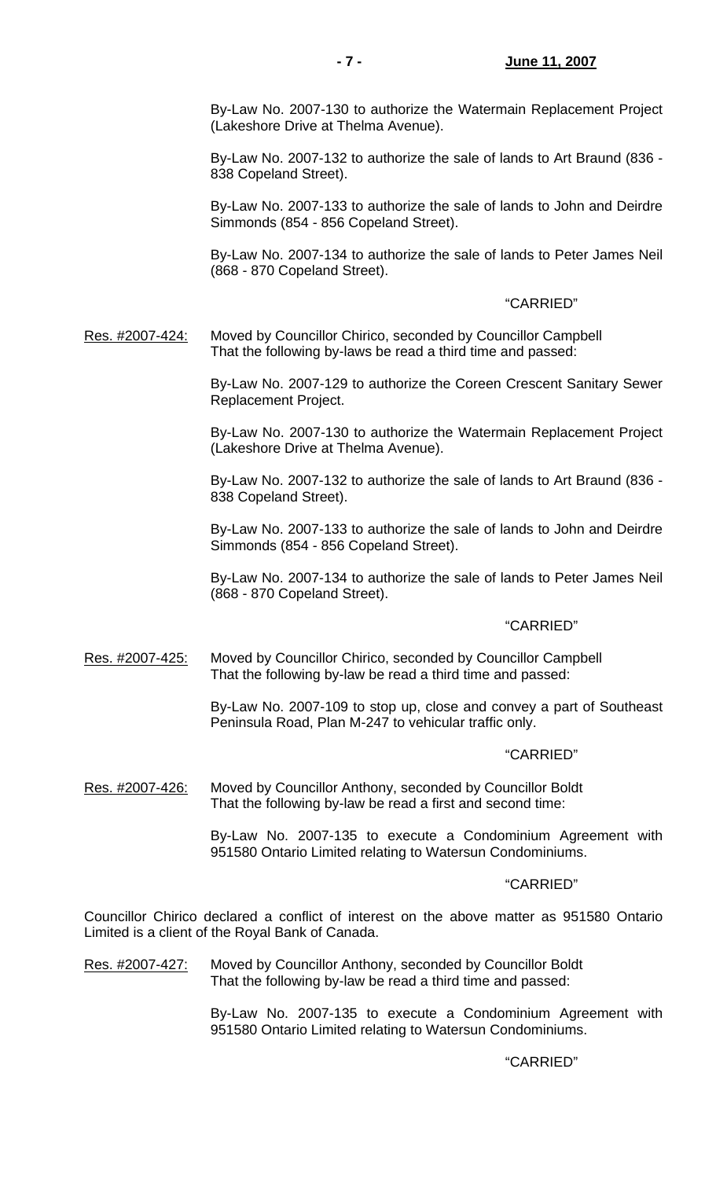By-Law No. 2007-130 to authorize the Watermain Replacement Project (Lakeshore Drive at Thelma Avenue).

By-Law No. 2007-132 to authorize the sale of lands to Art Braund (836 - 838 Copeland Street).

By-Law No. 2007-133 to authorize the sale of lands to John and Deirdre Simmonds (854 - 856 Copeland Street).

By-Law No. 2007-134 to authorize the sale of lands to Peter James Neil (868 - 870 Copeland Street).

"CARRIED"

Res. #2007-424: Moved by Councillor Chirico, seconded by Councillor Campbell
That the following by-laws be read a third time and passed:

By-Law No. 2007-129 to authorize the Coreen Crescent Sanitary Sewer Replacement Project.

By-Law No. 2007-130 to authorize the Watermain Replacement Project (Lakeshore Drive at Thelma Avenue).

By-Law No. 2007-132 to authorize the sale of lands to Art Braund (836 - 838 Copeland Street).

By-Law No. 2007-133 to authorize the sale of lands to John and Deirdre Simmonds (854 - 856 Copeland Street).

By-Law No. 2007-134 to authorize the sale of lands to Peter James Neil (868 - 870 Copeland Street).

"CARRIED"

Res. #2007-425: Moved by Councillor Chirico, seconded by Councillor Campbell
That the following by-law be read a third time and passed:

By-Law No. 2007-109 to stop up, close and convey a part of Southeast Peninsula Road, Plan M-247 to vehicular traffic only.

"CARRIED"

Res. #2007-426: Moved by Councillor Anthony, seconded by Councillor Boldt
That the following by-law be read a first and second time:

By-Law No. 2007-135 to execute a Condominium Agreement with 951580 Ontario Limited relating to Watersun Condominiums.

"CARRIED"

Councillor Chirico declared a conflict of interest on the above matter as 951580 Ontario Limited is a client of the Royal Bank of Canada.

Res. #2007-427: Moved by Councillor Anthony, seconded by Councillor Boldt
That the following by-law be read a third time and passed:

By-Law No. 2007-135 to execute a Condominium Agreement with 951580 Ontario Limited relating to Watersun Condominiums.

"CARRIED"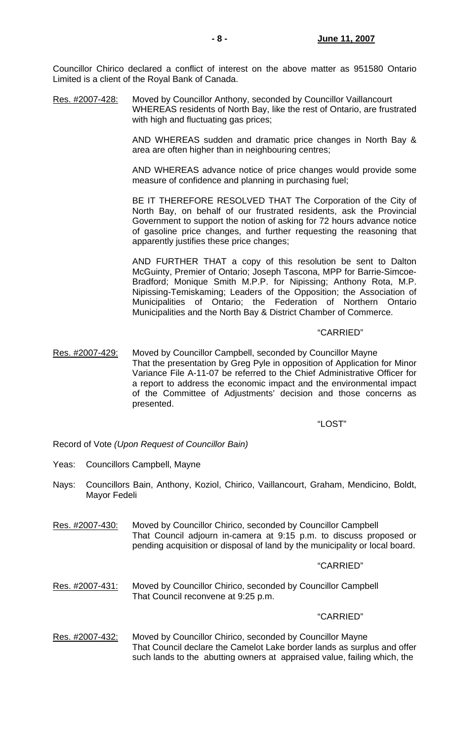Councillor Chirico declared a conflict of interest on the above matter as 951580 Ontario Limited is a client of the Royal Bank of Canada.

Res. #2007-428: Moved by Councillor Anthony, seconded by Councillor Vaillancourt
WHEREAS residents of North Bay, like the rest of Ontario, are frustrated with high and fluctuating gas prices;

AND WHEREAS sudden and dramatic price changes in North Bay & area are often higher than in neighbouring centres;

AND WHEREAS advance notice of price changes would provide some measure of confidence and planning in purchasing fuel;

BE IT THEREFORE RESOLVED THAT The Corporation of the City of North Bay, on behalf of our frustrated residents, ask the Provincial Government to support the notion of asking for 72 hours advance notice of gasoline price changes, and further requesting the reasoning that apparently justifies these price changes;

AND FURTHER THAT a copy of this resolution be sent to Dalton McGuinty, Premier of Ontario; Joseph Tascona, MPP for Barrie-Simcoe-Bradford; Monique Smith M.P.P. for Nipissing; Anthony Rota, M.P. Nipissing-Temiskaming; Leaders of the Opposition; the Association of Municipalities of Ontario; the Federation of Northern Ontario Municipalities and the North Bay & District Chamber of Commerce.

"CARRIED"

Res. #2007-429: Moved by Councillor Campbell, seconded by Councillor Mayne
That the presentation by Greg Pyle in opposition of Application for Minor Variance File A-11-07 be referred to the Chief Administrative Officer for a report to address the economic impact and the environmental impact of the Committee of Adjustments' decision and those concerns as presented.

"LOST"

Record of Vote *(Upon Request of Councillor Bain)*

Yeas: Councillors Campbell, Mayne

Nays: Councillors Bain, Anthony, Koziol, Chirico, Vaillancourt, Graham, Mendicino, Boldt, Mayor Fedeli

Res. #2007-430: Moved by Councillor Chirico, seconded by Councillor Campbell
That Council adjourn in-camera at 9:15 p.m. to discuss proposed or pending acquisition or disposal of land by the municipality or local board.

"CARRIED"

Res. #2007-431: Moved by Councillor Chirico, seconded by Councillor Campbell
That Council reconvene at 9:25 p.m.

"CARRIED"

Res. #2007-432: Moved by Councillor Chirico, seconded by Councillor Mayne
That Council declare the Camelot Lake border lands as surplus and offer such lands to the abutting owners at appraised value, failing which, the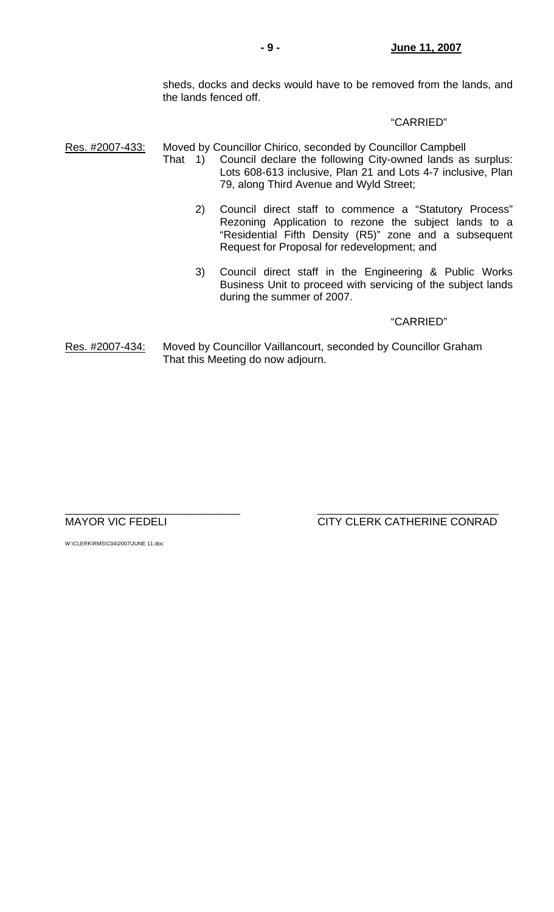sheds, docks and decks would have to be removed from the lands, and the lands fenced off.

"CARRIED"

Res. #2007-433: Moved by Councillor Chirico, seconded by Councillor Campbell

That

1) Council declare the following City-owned lands as surplus: Lots 608-613 inclusive, Plan 21 and Lots 4-7 inclusive, Plan 79, along Third Avenue and Wyld Street;

2) Council direct staff to commence a "Statutory Process" Rezoning Application to rezone the subject lands to a "Residential Fifth Density (R5)" zone and a subsequent Request for Proposal for redevelopment; and

3) Council direct staff in the Engineering & Public Works Business Unit to proceed with servicing of the subject lands during the summer of 2007.

"CARRIED"

Res. #2007-434: Moved by Councillor Vaillancourt, seconded by Councillor Graham

That this Meeting do now adjourn.

\_\_\_\_\_\_\_\_\_\_\_\_\_\_\_\_\_\_\_\_\_\_\_\_\_\_\_\_\_\_
MAYOR VIC FEDELI

\_\_\_\_\_\_\_\_\_\_\_\_\_\_\_\_\_\_\_\_\_\_\_\_\_\_\_\_\_\_
CITY CLERK CATHERINE CONRAD

W:\CLERK\RMS\C04\2007\JUNE 11.doc